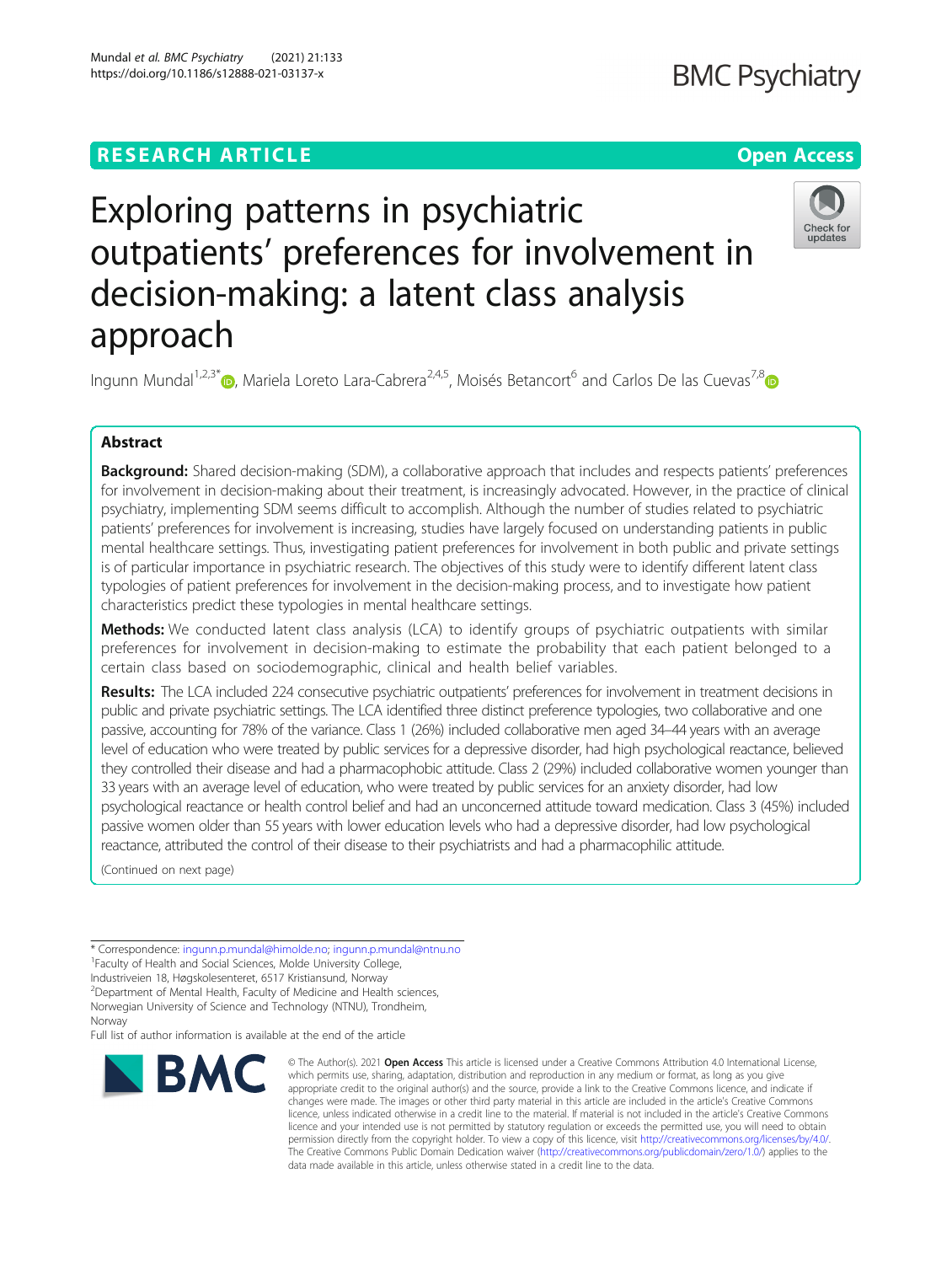RESEARCH ARTICLE

Open Access

# Exploring patterns in psychiatric outpatients' preferences for involvement in decision-making: a latent class analysis approach

Ingunn Mundal[1,2,3*], Mariela Loreto Lara-Cabrera[2,4,5], Moisés Betancort[6] and Carlos De las Cuevas[7,8]

## Abstract

**Background:** Shared decision-making (SDM), a collaborative approach that includes and respects patients' preferences for involvement in decision-making about their treatment, is increasingly advocated. However, in the practice of clinical psychiatry, implementing SDM seems difficult to accomplish. Although the number of studies related to psychiatric patients' preferences for involvement is increasing, studies have largely focused on understanding patients in public mental healthcare settings. Thus, investigating patient preferences for involvement in both public and private settings is of particular importance in psychiatric research. The objectives of this study were to identify different latent class typologies of patient preferences for involvement in the decision-making process, and to investigate how patient characteristics predict these typologies in mental healthcare settings.

**Methods:** We conducted latent class analysis (LCA) to identify groups of psychiatric outpatients with similar preferences for involvement in decision-making to estimate the probability that each patient belonged to a certain class based on sociodemographic, clinical and health belief variables.

**Results:** The LCA included 224 consecutive psychiatric outpatients' preferences for involvement in treatment decisions in public and private psychiatric settings. The LCA identified three distinct preference typologies, two collaborative and one passive, accounting for 78% of the variance. Class 1 (26%) included collaborative men aged 34–44 years with an average level of education who were treated by public services for a depressive disorder, had high psychological reactance, believed they controlled their disease and had a pharmacophobic attitude. Class 2 (29%) included collaborative women younger than 33 years with an average level of education, who were treated by public services for an anxiety disorder, had low psychological reactance or health control belief and had an unconcerned attitude toward medication. Class 3 (45%) included passive women older than 55 years with lower education levels who had a depressive disorder, had low psychological reactance, attributed the control of their disease to their psychiatrists and had a pharmacophilic attitude.

(Continued on next page)

* Correspondence: ingunn.p.mundal@himolde.no; ingunn.p.mundal@ntnu.no
[1]Faculty of Health and Social Sciences, Molde University College, Industriveien 18, Høgskolesenteret, 6517 Kristiansund, Norway
[2]Department of Mental Health, Faculty of Medicine and Health sciences, Norwegian University of Science and Technology (NTNU), Trondheim, Norway
Full list of author information is available at the end of the article

© The Author(s). 2021 **Open Access** This article is licensed under a Creative Commons Attribution 4.0 International License, which permits use, sharing, adaptation, distribution and reproduction in any medium or format, as long as you give appropriate credit to the original author(s) and the source, provide a link to the Creative Commons licence, and indicate if changes were made. The images or other third party material in this article are included in the article's Creative Commons licence, unless indicated otherwise in a credit line to the material. If material is not included in the article's Creative Commons licence and your intended use is not permitted by statutory regulation or exceeds the permitted use, you will need to obtain permission directly from the copyright holder. To view a copy of this licence, visit http://creativecommons.org/licenses/by/4.0/. The Creative Commons Public Domain Dedication waiver (http://creativecommons.org/publicdomain/zero/1.0/) applies to the data made available in this article, unless otherwise stated in a credit line to the data.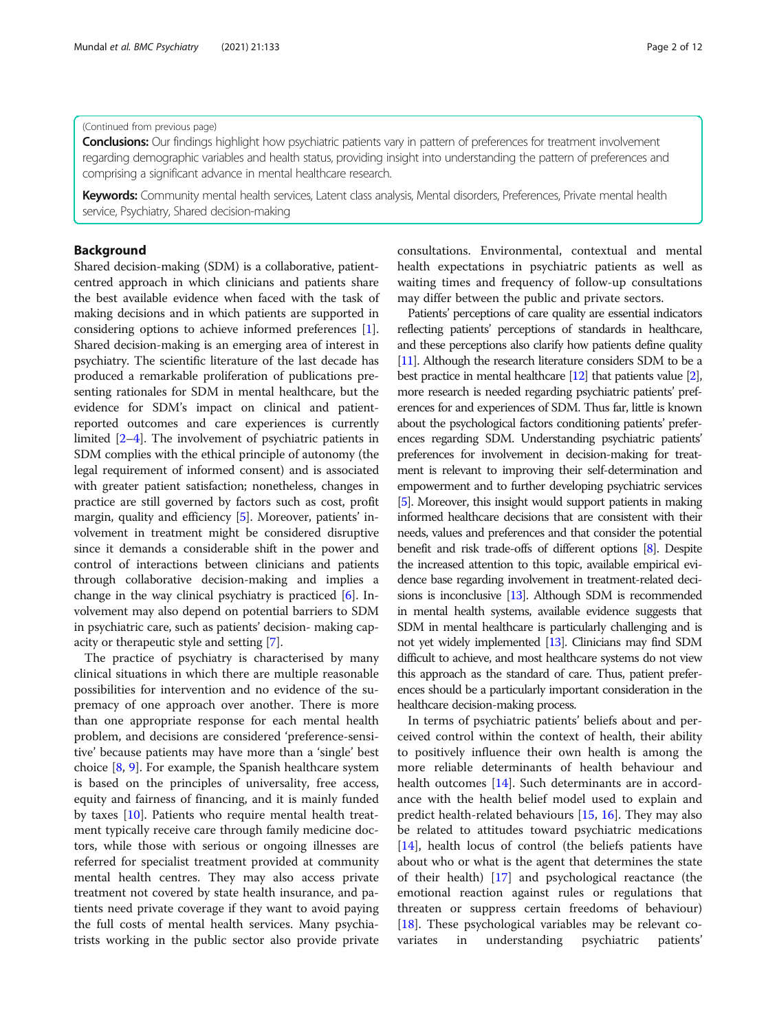(Continued from previous page)

**Conclusions:** Our findings highlight how psychiatric patients vary in pattern of preferences for treatment involvement regarding demographic variables and health status, providing insight into understanding the pattern of preferences and comprising a significant advance in mental healthcare research.

**Keywords:** Community mental health services, Latent class analysis, Mental disorders, Preferences, Private mental health service, Psychiatry, Shared decision-making

## Background

Shared decision-making (SDM) is a collaborative, patient-centred approach in which clinicians and patients share the best available evidence when faced with the task of making decisions and in which patients are supported in considering options to achieve informed preferences [1]. Shared decision-making is an emerging area of interest in psychiatry. The scientific literature of the last decade has produced a remarkable proliferation of publications presenting rationales for SDM in mental healthcare, but the evidence for SDM's impact on clinical and patient-reported outcomes and care experiences is currently limited [2–4]. The involvement of psychiatric patients in SDM complies with the ethical principle of autonomy (the legal requirement of informed consent) and is associated with greater patient satisfaction; nonetheless, changes in practice are still governed by factors such as cost, profit margin, quality and efficiency [5]. Moreover, patients' involvement in treatment might be considered disruptive since it demands a considerable shift in the power and control of interactions between clinicians and patients through collaborative decision-making and implies a change in the way clinical psychiatry is practiced [6]. Involvement may also depend on potential barriers to SDM in psychiatric care, such as patients' decision- making capacity or therapeutic style and setting [7].

The practice of psychiatry is characterised by many clinical situations in which there are multiple reasonable possibilities for intervention and no evidence of the supremacy of one approach over another. There is more than one appropriate response for each mental health problem, and decisions are considered 'preference-sensitive' because patients may have more than a 'single' best choice [8, 9]. For example, the Spanish healthcare system is based on the principles of universality, free access, equity and fairness of financing, and it is mainly funded by taxes [10]. Patients who require mental health treatment typically receive care through family medicine doctors, while those with serious or ongoing illnesses are referred for specialist treatment provided at community mental health centres. They may also access private treatment not covered by state health insurance, and patients need private coverage if they want to avoid paying the full costs of mental health services. Many psychiatrists working in the public sector also provide private consultations. Environmental, contextual and mental health expectations in psychiatric patients as well as waiting times and frequency of follow-up consultations may differ between the public and private sectors.

Patients' perceptions of care quality are essential indicators reflecting patients' perceptions of standards in healthcare, and these perceptions also clarify how patients define quality [11]. Although the research literature considers SDM to be a best practice in mental healthcare [12] that patients value [2], more research is needed regarding psychiatric patients' preferences for and experiences of SDM. Thus far, little is known about the psychological factors conditioning patients' preferences regarding SDM. Understanding psychiatric patients' preferences for involvement in decision-making for treatment is relevant to improving their self-determination and empowerment and to further developing psychiatric services [5]. Moreover, this insight would support patients in making informed healthcare decisions that are consistent with their needs, values and preferences and that consider the potential benefit and risk trade-offs of different options [8]. Despite the increased attention to this topic, available empirical evidence base regarding involvement in treatment-related decisions is inconclusive [13]. Although SDM is recommended in mental health systems, available evidence suggests that SDM in mental healthcare is particularly challenging and is not yet widely implemented [13]. Clinicians may find SDM difficult to achieve, and most healthcare systems do not view this approach as the standard of care. Thus, patient preferences should be a particularly important consideration in the healthcare decision-making process.

In terms of psychiatric patients' beliefs about and perceived control within the context of health, their ability to positively influence their own health is among the more reliable determinants of health behaviour and health outcomes [14]. Such determinants are in accordance with the health belief model used to explain and predict health-related behaviours [15, 16]. They may also be related to attitudes toward psychiatric medications [14], health locus of control (the beliefs patients have about who or what is the agent that determines the state of their health) [17] and psychological reactance (the emotional reaction against rules or regulations that threaten or suppress certain freedoms of behaviour) [18]. These psychological variables may be relevant covariates in understanding psychiatric patients'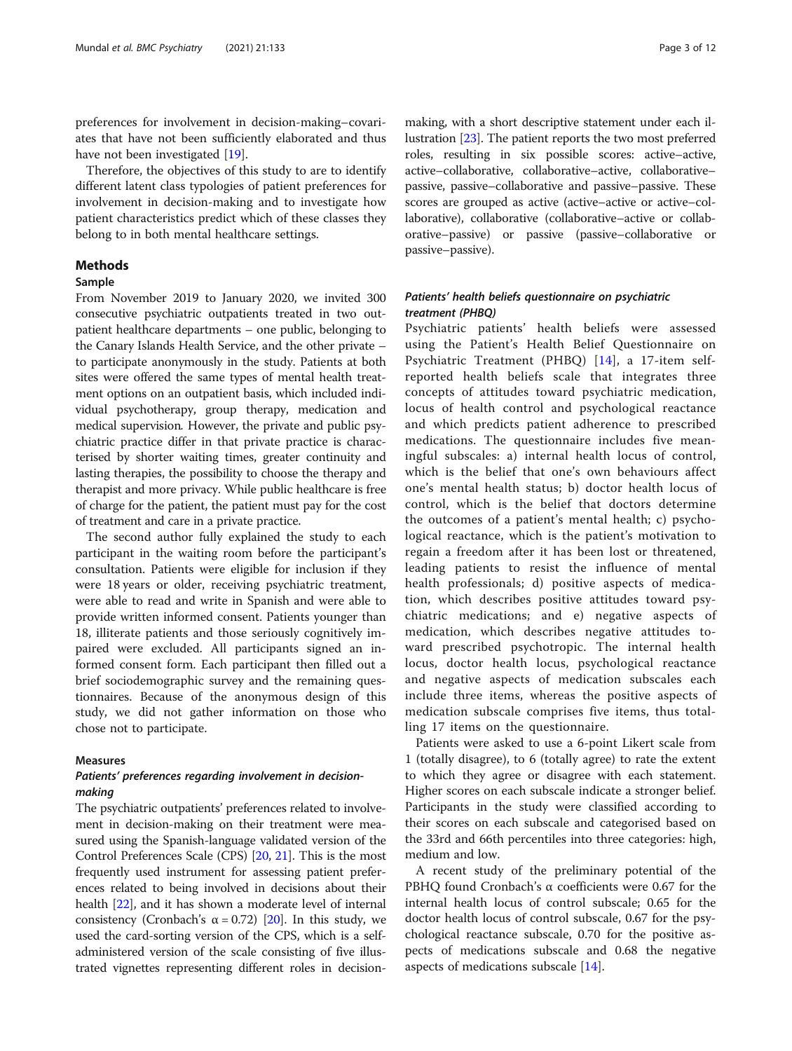preferences for involvement in decision-making–covariates that have not been sufficiently elaborated and thus have not been investigated [19].

Therefore, the objectives of this study to are to identify different latent class typologies of patient preferences for involvement in decision-making and to investigate how patient characteristics predict which of these classes they belong to in both mental healthcare settings.

## Methods

### Sample

From November 2019 to January 2020, we invited 300 consecutive psychiatric outpatients treated in two outpatient healthcare departments – one public, belonging to the Canary Islands Health Service, and the other private – to participate anonymously in the study. Patients at both sites were offered the same types of mental health treatment options on an outpatient basis, which included individual psychotherapy, group therapy, medication and medical supervision. However, the private and public psychiatric practice differ in that private practice is characterised by shorter waiting times, greater continuity and lasting therapies, the possibility to choose the therapy and therapist and more privacy. While public healthcare is free of charge for the patient, the patient must pay for the cost of treatment and care in a private practice.

The second author fully explained the study to each participant in the waiting room before the participant's consultation. Patients were eligible for inclusion if they were 18 years or older, receiving psychiatric treatment, were able to read and write in Spanish and were able to provide written informed consent. Patients younger than 18, illiterate patients and those seriously cognitively impaired were excluded. All participants signed an informed consent form. Each participant then filled out a brief sociodemographic survey and the remaining questionnaires. Because of the anonymous design of this study, we did not gather information on those who chose not to participate.

### Measures

#### *Patients' preferences regarding involvement in decision-making*

The psychiatric outpatients' preferences related to involvement in decision-making on their treatment were measured using the Spanish-language validated version of the Control Preferences Scale (CPS) [20, 21]. This is the most frequently used instrument for assessing patient preferences related to being involved in decisions about their health [22], and it has shown a moderate level of internal consistency (Cronbach's α = 0.72) [20]. In this study, we used the card-sorting version of the CPS, which is a self-administered version of the scale consisting of five illustrated vignettes representing different roles in decision-making, with a short descriptive statement under each illustration [23]. The patient reports the two most preferred roles, resulting in six possible scores: active–active, active–collaborative, collaborative–active, collaborative–passive, passive–collaborative and passive–passive. These scores are grouped as active (active–active or active–collaborative), collaborative (collaborative–active or collaborative–passive) or passive (passive–collaborative or passive–passive).

#### *Patients' health beliefs questionnaire on psychiatric treatment (PHBQ)*

Psychiatric patients' health beliefs were assessed using the Patient's Health Belief Questionnaire on Psychiatric Treatment (PHBQ) [14], a 17-item self-reported health beliefs scale that integrates three concepts of attitudes toward psychiatric medication, locus of health control and psychological reactance and which predicts patient adherence to prescribed medications. The questionnaire includes five meaningful subscales: a) internal health locus of control, which is the belief that one's own behaviours affect one's mental health status; b) doctor health locus of control, which is the belief that doctors determine the outcomes of a patient's mental health; c) psychological reactance, which is the patient's motivation to regain a freedom after it has been lost or threatened, leading patients to resist the influence of mental health professionals; d) positive aspects of medication, which describes positive attitudes toward psychiatric medications; and e) negative aspects of medication, which describes negative attitudes toward prescribed psychotropic. The internal health locus, doctor health locus, psychological reactance and negative aspects of medication subscales each include three items, whereas the positive aspects of medication subscale comprises five items, thus totalling 17 items on the questionnaire.

Patients were asked to use a 6-point Likert scale from 1 (totally disagree), to 6 (totally agree) to rate the extent to which they agree or disagree with each statement. Higher scores on each subscale indicate a stronger belief. Participants in the study were classified according to their scores on each subscale and categorised based on the 33rd and 66th percentiles into three categories: high, medium and low.

A recent study of the preliminary potential of the PBHQ found Cronbach's α coefficients were 0.67 for the internal health locus of control subscale; 0.65 for the doctor health locus of control subscale, 0.67 for the psychological reactance subscale, 0.70 for the positive aspects of medications subscale and 0.68 the negative aspects of medications subscale [14].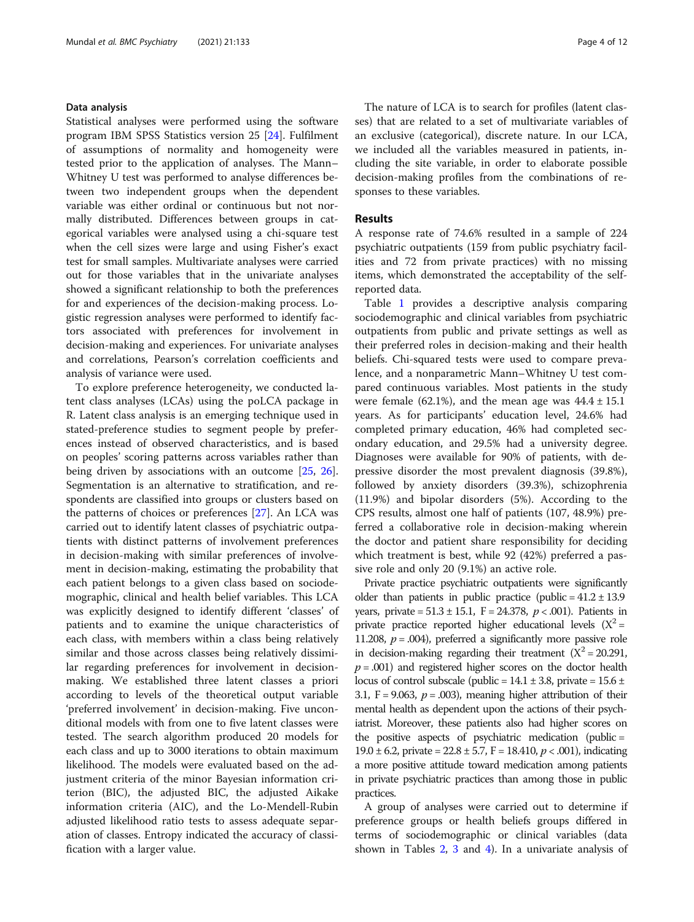### Data analysis

Statistical analyses were performed using the software program IBM SPSS Statistics version 25 [24]. Fulfilment of assumptions of normality and homogeneity were tested prior to the application of analyses. The Mann–Whitney U test was performed to analyse differences between two independent groups when the dependent variable was either ordinal or continuous but not normally distributed. Differences between groups in categorical variables were analysed using a chi-square test when the cell sizes were large and using Fisher's exact test for small samples. Multivariate analyses were carried out for those variables that in the univariate analyses showed a significant relationship to both the preferences for and experiences of the decision-making process. Logistic regression analyses were performed to identify factors associated with preferences for involvement in decision-making and experiences. For univariate analyses and correlations, Pearson's correlation coefficients and analysis of variance were used.

To explore preference heterogeneity, we conducted latent class analyses (LCAs) using the poLCA package in R. Latent class analysis is an emerging technique used in stated-preference studies to segment people by preferences instead of observed characteristics, and is based on peoples' scoring patterns across variables rather than being driven by associations with an outcome [25, 26]. Segmentation is an alternative to stratification, and respondents are classified into groups or clusters based on the patterns of choices or preferences [27]. An LCA was carried out to identify latent classes of psychiatric outpatients with distinct patterns of involvement preferences in decision-making with similar preferences of involvement in decision-making, estimating the probability that each patient belongs to a given class based on sociodemographic, clinical and health belief variables. This LCA was explicitly designed to identify different 'classes' of patients and to examine the unique characteristics of each class, with members within a class being relatively similar and those across classes being relatively dissimilar regarding preferences for involvement in decision-making. We established three latent classes a priori according to levels of the theoretical output variable 'preferred involvement' in decision-making. Five unconditional models with from one to five latent classes were tested. The search algorithm produced 20 models for each class and up to 3000 iterations to obtain maximum likelihood. The models were evaluated based on the adjustment criteria of the minor Bayesian information criterion (BIC), the adjusted BIC, the adjusted Aikake information criteria (AIC), and the Lo-Mendell-Rubin adjusted likelihood ratio tests to assess adequate separation of classes. Entropy indicated the accuracy of classification with a larger value.

The nature of LCA is to search for profiles (latent classes) that are related to a set of multivariate variables of an exclusive (categorical), discrete nature. In our LCA, we included all the variables measured in patients, including the site variable, in order to elaborate possible decision-making profiles from the combinations of responses to these variables.

## Results

A response rate of 74.6% resulted in a sample of 224 psychiatric outpatients (159 from public psychiatry facilities and 72 from private practices) with no missing items, which demonstrated the acceptability of the self-reported data.

Table 1 provides a descriptive analysis comparing sociodemographic and clinical variables from psychiatric outpatients from public and private settings as well as their preferred roles in decision-making and their health beliefs. Chi-squared tests were used to compare prevalence, and a nonparametric Mann–Whitney U test compared continuous variables. Most patients in the study were female (62.1%), and the mean age was 44.4 ± 15.1 years. As for participants' education level, 24.6% had completed primary education, 46% had completed secondary education, and 29.5% had a university degree. Diagnoses were available for 90% of patients, with depressive disorder the most prevalent diagnosis (39.8%), followed by anxiety disorders (39.3%), schizophrenia (11.9%) and bipolar disorders (5%). According to the CPS results, almost one half of patients (107, 48.9%) preferred a collaborative role in decision-making wherein the doctor and patient share responsibility for deciding which treatment is best, while 92 (42%) preferred a passive role and only 20 (9.1%) an active role.

Private practice psychiatric outpatients were significantly older than patients in public practice (public = 41.2 ± 13.9 years, private = 51.3 ± 15.1, F = 24.378, $p < .001$). Patients in private practice reported higher educational levels ($X^2$ = 11.208, $p = .004$), preferred a significantly more passive role in decision-making regarding their treatment ($X^2$ = 20.291, $p = .001$) and registered higher scores on the doctor health locus of control subscale (public = 14.1 ± 3.8, private = 15.6 ± 3.1, F = 9.063, $p = .003$), meaning higher attribution of their mental health as dependent upon the actions of their psychiatrist. Moreover, these patients also had higher scores on the positive aspects of psychiatric medication (public = 19.0 ± 6.2, private = 22.8 ± 5.7, F = 18.410, $p < .001$), indicating a more positive attitude toward medication among patients in private psychiatric practices than among those in public practices.

A group of analyses were carried out to determine if preference groups or health beliefs groups differed in terms of sociodemographic or clinical variables (data shown in Tables 2, 3 and 4). In a univariate analysis of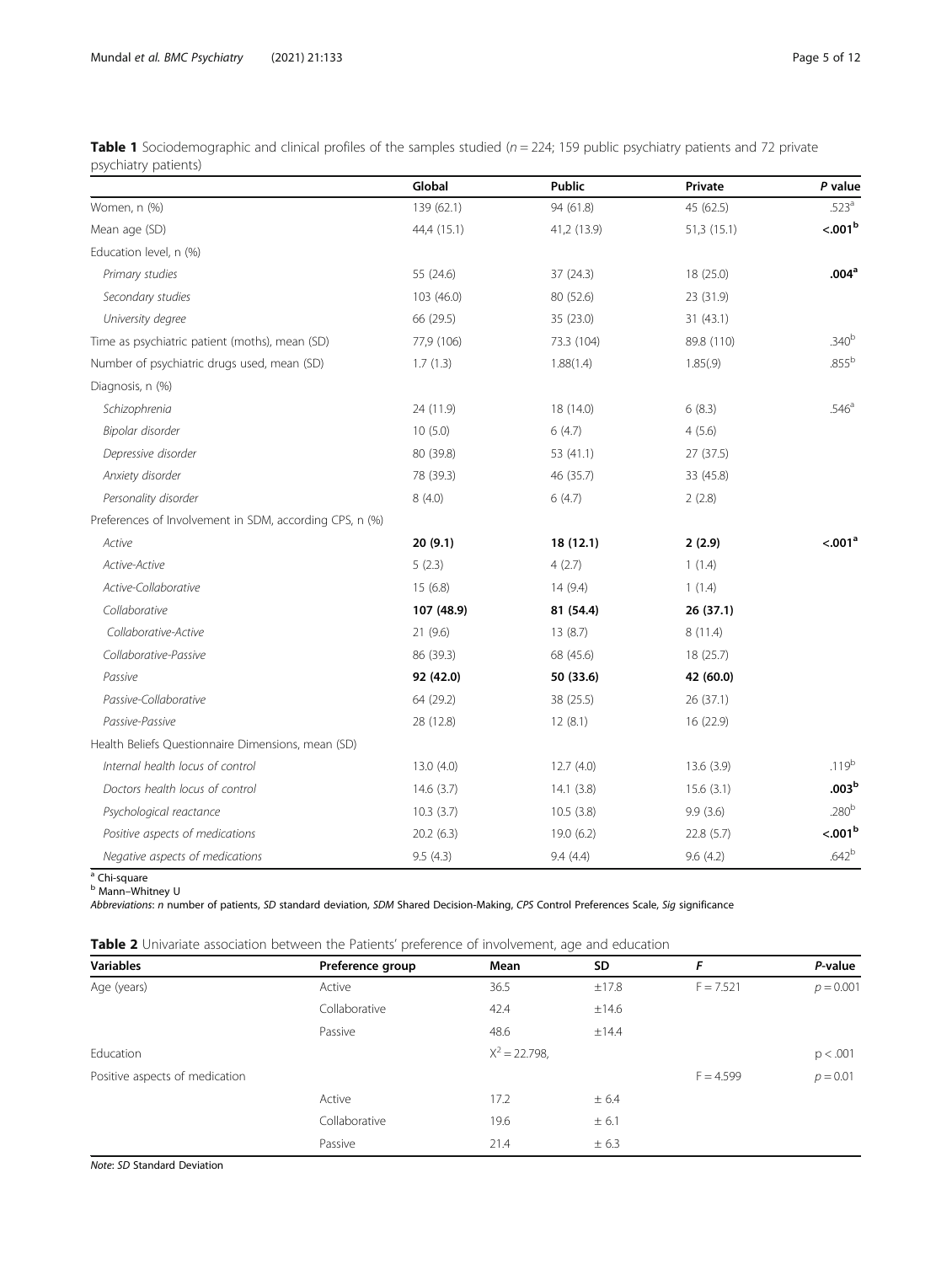**Table 1** Sociodemographic and clinical profiles of the samples studied ($n = 224$; 159 public psychiatry patients and 72 private psychiatry patients)

| | Global | Public | Private | P value |
|---|---|---|---|---|
| Women, n (%) | 139 (62.1) | 94 (61.8) | 45 (62.5) | .523[a] |
| Mean age (SD) | 44,4 (15.1) | 41,2 (13.9) | 51,3 (15.1) | **<.001[b]** |
| Education level, n (%) | | | | |
| *Primary studies* | 55 (24.6) | 37 (24.3) | 18 (25.0) | **.004[a]** |
| *Secondary studies* | 103 (46.0) | 80 (52.6) | 23 (31.9) | |
| *University degree* | 66 (29.5) | 35 (23.0) | 31 (43.1) | |
| Time as psychiatric patient (moths), mean (SD) | 77,9 (106) | 73.3 (104) | 89.8 (110) | .340[b] |
| Number of psychiatric drugs used, mean (SD) | 1.7 (1.3) | 1.88(1.4) | 1.85(.9) | .855[b] |
| Diagnosis, n (%) | | | | |
| *Schizophrenia* | 24 (11.9) | 18 (14.0) | 6 (8.3) | .546[a] |
| *Bipolar disorder* | 10 (5.0) | 6 (4.7) | 4 (5.6) | |
| *Depressive disorder* | 80 (39.8) | 53 (41.1) | 27 (37.5) | |
| *Anxiety disorder* | 78 (39.3) | 46 (35.7) | 33 (45.8) | |
| *Personality disorder* | 8 (4.0) | 6 (4.7) | 2 (2.8) | |
| Preferences of Involvement in SDM, according CPS, n (%) | | | | |
| *Active* | **20 (9.1)** | **18 (12.1)** | **2 (2.9)** | **<.001[a]** |
| *Active-Active* | 5 (2.3) | 4 (2.7) | 1 (1.4) | |
| *Active-Collaborative* | 15 (6.8) | 14 (9.4) | 1 (1.4) | |
| *Collaborative* | **107 (48.9)** | **81 (54.4)** | **26 (37.1)** | |
| *Collaborative-Active* | 21 (9.6) | 13 (8.7) | 8 (11.4) | |
| *Collaborative-Passive* | 86 (39.3) | 68 (45.6) | 18 (25.7) | |
| *Passive* | **92 (42.0)** | **50 (33.6)** | **42 (60.0)** | |
| *Passive-Collaborative* | 64 (29.2) | 38 (25.5) | 26 (37.1) | |
| *Passive-Passive* | 28 (12.8) | 12 (8.1) | 16 (22.9) | |
| Health Beliefs Questionnaire Dimensions, mean (SD) | | | | |
| *Internal health locus of control* | 13.0 (4.0) | 12.7 (4.0) | 13.6 (3.9) | .119[b] |
| *Doctors health locus of control* | 14.6 (3.7) | 14.1 (3.8) | 15.6 (3.1) | **.003[b]** |
| *Psychological reactance* | 10.3 (3.7) | 10.5 (3.8) | 9.9 (3.6) | .280[b] |
| *Positive aspects of medications* | 20.2 (6.3) | 19.0 (6.2) | 22.8 (5.7) | **<.001[b]** |
| *Negative aspects of medications* | 9.5 (4.3) | 9.4 (4.4) | 9.6 (4.2) | .642[b] |

[a] Chi-square
[b] Mann–Whitney U
*Abbreviations*: *n* number of patients, *SD* standard deviation, *SDM* Shared Decision-Making, *CPS* Control Preferences Scale, *Sig* significance

**Table 2** Univariate association between the Patients' preference of involvement, age and education

| Variables | Preference group | Mean | SD | F | P-value |
|---|---|---|---|---|---|
| Age (years) | Active | 36.5 | ±17.8 | $F = 7.521$ | $p = 0.001$ |
| | Collaborative | 42.4 | ±14.6 | | |
| | Passive | 48.6 | ±14.4 | | |
| Education | | $X^2 = 22.798$, | | | $p < .001$ |
| Positive aspects of medication | | | | $F = 4.599$ | $p = 0.01$ |
| | Active | 17.2 | ± 6.4 | | |
| | Collaborative | 19.6 | ± 6.1 | | |
| | Passive | 21.4 | ± 6.3 | | |

*Note*: *SD* Standard Deviation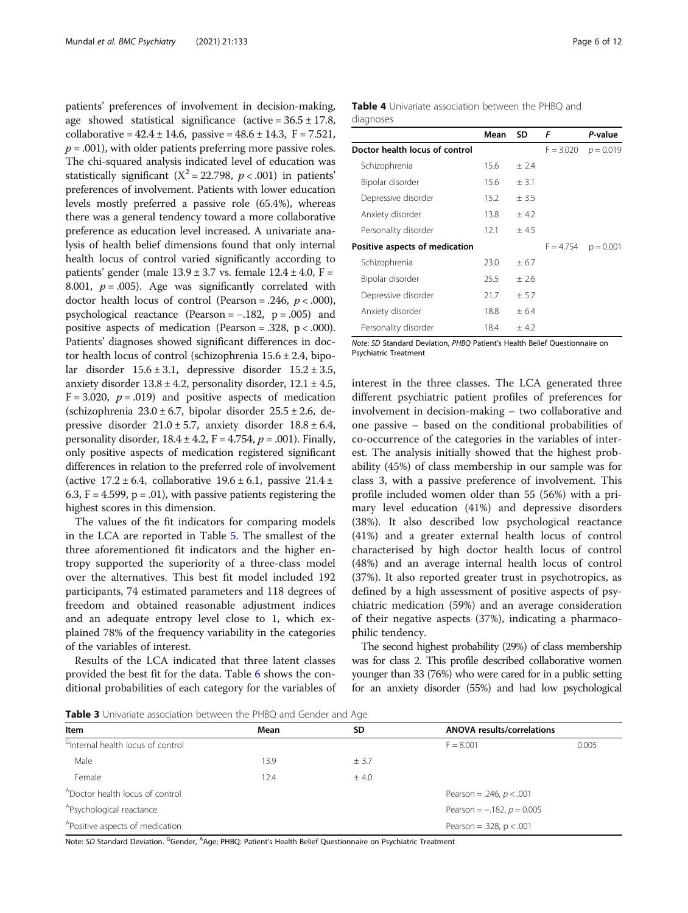patients' preferences of involvement in decision-making, age showed statistical significance (active = 36.5 ± 17.8, collaborative = 42.4 ± 14.6, passive = 48.6 ± 14.3, F = 7.521, $p = .001$), with older patients preferring more passive roles. The chi-squared analysis indicated level of education was statistically significant ($X^2 = 22.798$, $p < .001$) in patients' preferences of involvement. Patients with lower education levels mostly preferred a passive role (65.4%), whereas there was a general tendency toward a more collaborative preference as education level increased. A univariate analysis of health belief dimensions found that only internal health locus of control varied significantly according to patients' gender (male 13.9 ± 3.7 vs. female 12.4 ± 4.0, F = 8.001, $p = .005$). Age was significantly correlated with doctor health locus of control (Pearson = .246, $p < .000$), psychological reactance (Pearson = −.182, p = .005) and positive aspects of medication (Pearson = .328, p < .000). Patients' diagnoses showed significant differences in doctor health locus of control (schizophrenia 15.6 ± 2.4, bipolar disorder 15.6 ± 3.1, depressive disorder 15.2 ± 3.5, anxiety disorder 13.8 ± 4.2, personality disorder, 12.1 ± 4.5, F = 3.020, $p = .019$) and positive aspects of medication (schizophrenia 23.0 ± 6.7, bipolar disorder 25.5 ± 2.6, depressive disorder 21.0 ± 5.7, anxiety disorder 18.8 ± 6.4, personality disorder, 18.4 ± 4.2, F = 4.754, $p = .001$). Finally, only positive aspects of medication registered significant differences in relation to the preferred role of involvement (active 17.2 ± 6.4, collaborative 19.6 ± 6.1, passive 21.4 ± 6.3, F = 4.599, p = .01), with passive patients registering the highest scores in this dimension.

The values of the fit indicators for comparing models in the LCA are reported in Table 5. The smallest of the three aforementioned fit indicators and the higher entropy supported the superiority of a three-class model over the alternatives. This best fit model included 192 participants, 74 estimated parameters and 118 degrees of freedom and obtained reasonable adjustment indices and an adequate entropy level close to 1, which explained 78% of the frequency variability in the categories of the variables of interest.

Results of the LCA indicated that three latent classes provided the best fit for the data. Table 6 shows the conditional probabilities of each category for the variables of interest in the three classes. The LCA generated three different psychiatric patient profiles of preferences for involvement in decision-making – two collaborative and one passive – based on the conditional probabilities of co-occurrence of the categories in the variables of interest. The analysis initially showed that the highest probability (45%) of class membership in our sample was for class 3, with a passive preference of involvement. This profile included women older than 55 (56%) with a primary level education (41%) and depressive disorders (38%). It also described low psychological reactance (41%) and a greater external health locus of control characterised by high doctor health locus of control (48%) and an average internal health locus of control (37%). It also reported greater trust in psychotropics, as defined by a high assessment of positive aspects of psychiatric medication (59%) and an average consideration of their negative aspects (37%), indicating a pharmacophilic tendency.

The second highest probability (29%) of class membership was for class 2. This profile described collaborative women younger than 33 (76%) who were cared for in a public setting for an anxiety disorder (55%) and had low psychological

**Table 4** Univariate association between the PHBQ and diagnoses

| | Mean | SD | *F* | *P*-value |
|---|---|---|---|---|
| **Doctor health locus of control** | | | F = 3.020 | p = 0.019 |
| Schizophrenia | 15.6 | ± 2.4 | | |
| Bipolar disorder | 15.6 | ± 3.1 | | |
| Depressive disorder | 15.2 | ± 3.5 | | |
| Anxiety disorder | 13.8 | ± 4.2 | | |
| Personality disorder | 12.1 | ± 4.5 | | |
| **Positive aspects of medication** | | | F = 4.754 | p = 0.001 |
| Schizophrenia | 23.0 | ± 6.7 | | |
| Bipolar disorder | 25.5 | ± 2.6 | | |
| Depressive disorder | 21.7 | ± 5.7 | | |
| Anxiety disorder | 18.8 | ± 6.4 | | |
| Personality disorder | 18.4 | ± 4.2 | | |

*Note: SD* Standard Deviation, *PHBQ* Patient's Health Belief Questionnaire on Psychiatric Treatment

**Table 3** Univariate association between the PHBQ and Gender and Age

| Item | Mean | SD | ANOVA results/correlations | |
|---|---|---|---|---|
| [G]Internal health locus of control | | | F = 8.001 | 0.005 |
| Male | 13.9 | ± 3.7 | | |
| Female | 12.4 | ± 4.0 | | |
| [A]Doctor health locus of control | | | Pearson = .246, $p < .001$ | |
| [A]Psychological reactance | | | Pearson = −.182, $p = 0.005$ | |
| [A]Positive aspects of medication | | | Pearson = .328, p < .001 | |

Note: *SD* Standard Deviation. [G]Gender, [A]Age; PHBQ: Patient's Health Belief Questionnaire on Psychiatric Treatment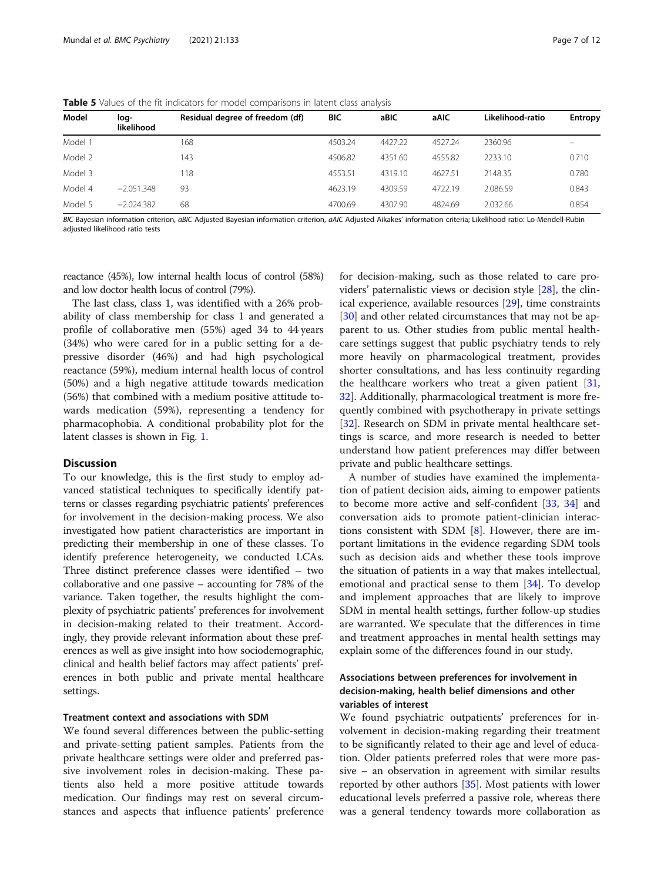**Table 5** Values of the fit indicators for model comparisons in latent class analysis

| Model | log-likelihood | Residual degree of freedom (df) | BIC | aBIC | aAIC | Likelihood-ratio | Entropy |
|---|---|---|---|---|---|---|---|
| Model 1 | | 168 | 4503.24 | 4427.22 | 4527.24 | 2360.96 | – |
| Model 2 | | 143 | 4506.82 | 4351.60 | 4555.82 | 2233.10 | 0.710 |
| Model 3 | | 118 | 4553.51 | 4319.10 | 4627.51 | 2148.35 | 0.780 |
| Model 4 | −2.051.348 | 93 | 4623.19 | 4309.59 | 4722.19 | 2.086.59 | 0.843 |
| Model 5 | −2.024.382 | 68 | 4700.69 | 4307.90 | 4824.69 | 2.032.66 | 0.854 |

*BIC* Bayesian information criterion, *aBIC* Adjusted Bayesian information criterion, *aAIC* Adjusted Aikakes' information criteria; Likelihood ratio: Lo-Mendell-Rubin adjusted likelihood ratio tests

reactance (45%), low internal health locus of control (58%) and low doctor health locus of control (79%).

The last class, class 1, was identified with a 26% probability of class membership for class 1 and generated a profile of collaborative men (55%) aged 34 to 44 years (34%) who were cared for in a public setting for a depressive disorder (46%) and had high psychological reactance (59%), medium internal health locus of control (50%) and a high negative attitude towards medication (56%) that combined with a medium positive attitude towards medication (59%), representing a tendency for pharmacophobia. A conditional probability plot for the latent classes is shown in Fig. 1.

## Discussion

To our knowledge, this is the first study to employ advanced statistical techniques to specifically identify patterns or classes regarding psychiatric patients' preferences for involvement in the decision-making process. We also investigated how patient characteristics are important in predicting their membership in one of these classes. To identify preference heterogeneity, we conducted LCAs. Three distinct preference classes were identified – two collaborative and one passive – accounting for 78% of the variance. Taken together, the results highlight the complexity of psychiatric patients' preferences for involvement in decision-making related to their treatment. Accordingly, they provide relevant information about these preferences as well as give insight into how sociodemographic, clinical and health belief factors may affect patients' preferences in both public and private mental healthcare settings.

### Treatment context and associations with SDM

We found several differences between the public-setting and private-setting patient samples. Patients from the private healthcare settings were older and preferred passive involvement roles in decision-making. These patients also held a more positive attitude towards medication. Our findings may rest on several circumstances and aspects that influence patients' preference for decision-making, such as those related to care providers' paternalistic views or decision style [28], the clinical experience, available resources [29], time constraints [30] and other related circumstances that may not be apparent to us. Other studies from public mental healthcare settings suggest that public psychiatry tends to rely more heavily on pharmacological treatment, provides shorter consultations, and has less continuity regarding the healthcare workers who treat a given patient [31, 32]. Additionally, pharmacological treatment is more frequently combined with psychotherapy in private settings [32]. Research on SDM in private mental healthcare settings is scarce, and more research is needed to better understand how patient preferences may differ between private and public healthcare settings.

A number of studies have examined the implementation of patient decision aids, aiming to empower patients to become more active and self-confident [33, 34] and conversation aids to promote patient-clinician interactions consistent with SDM [8]. However, there are important limitations in the evidence regarding SDM tools such as decision aids and whether these tools improve the situation of patients in a way that makes intellectual, emotional and practical sense to them [34]. To develop and implement approaches that are likely to improve SDM in mental health settings, further follow-up studies are warranted. We speculate that the differences in time and treatment approaches in mental health settings may explain some of the differences found in our study.

### Associations between preferences for involvement in decision-making, health belief dimensions and other variables of interest

We found psychiatric outpatients' preferences for involvement in decision-making regarding their treatment to be significantly related to their age and level of education. Older patients preferred roles that were more passive – an observation in agreement with similar results reported by other authors [35]. Most patients with lower educational levels preferred a passive role, whereas there was a general tendency towards more collaboration as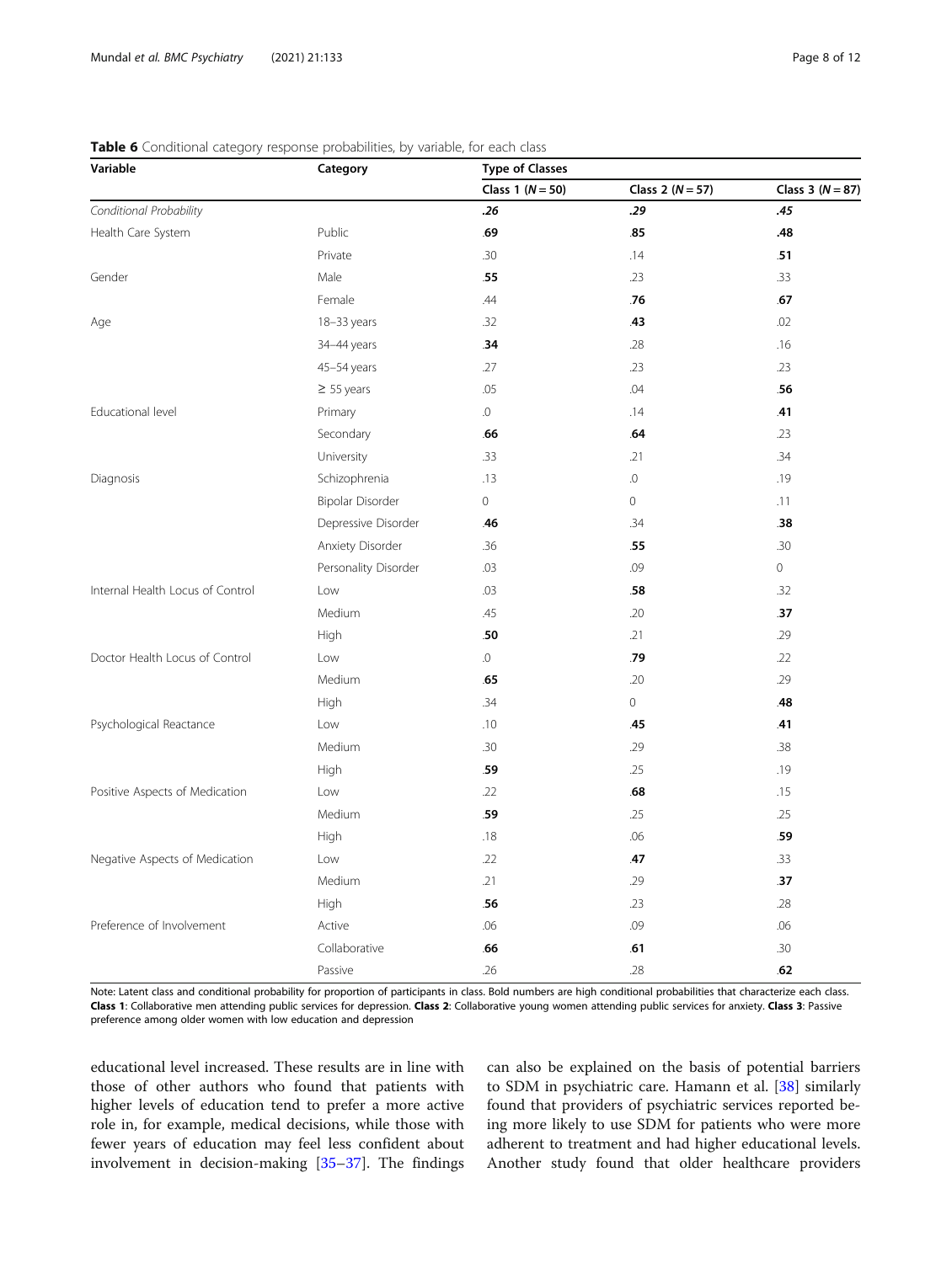**Table 6** Conditional category response probabilities, by variable, for each class

| Variable | Category | Type of Classes | | |
|---|---|---|---|---|
| | | Class 1 ($N = 50$) | Class 2 ($N = 57$) | Class 3 ($N = 87$) |
| *Conditional Probability* | | ***.26*** | ***.29*** | ***.45*** |
| Health Care System | Public | **.69** | **.85** | **.48** |
| | Private | .30 | .14 | **.51** |
| Gender | Male | **.55** | .23 | .33 |
| | Female | .44 | **.76** | **.67** |
| Age | 18–33 years | .32 | **.43** | .02 |
| | 34–44 years | **.34** | .28 | .16 |
| | 45–54 years | .27 | .23 | .23 |
| | ≥ 55 years | .05 | .04 | **.56** |
| Educational level | Primary | .0 | .14 | **.41** |
| | Secondary | **.66** | **.64** | .23 |
| | University | .33 | .21 | .34 |
| Diagnosis | Schizophrenia | .13 | .0 | .19 |
| | Bipolar Disorder | 0 | 0 | .11 |
| | Depressive Disorder | **.46** | .34 | **.38** |
| | Anxiety Disorder | .36 | **.55** | .30 |
| | Personality Disorder | .03 | .09 | 0 |
| Internal Health Locus of Control | Low | .03 | **.58** | .32 |
| | Medium | .45 | .20 | **.37** |
| | High | **.50** | .21 | .29 |
| Doctor Health Locus of Control | Low | .0 | **.79** | .22 |
| | Medium | **.65** | .20 | .29 |
| | High | .34 | 0 | **.48** |
| Psychological Reactance | Low | .10 | **.45** | **.41** |
| | Medium | .30 | .29 | .38 |
| | High | **.59** | .25 | .19 |
| Positive Aspects of Medication | Low | .22 | **.68** | .15 |
| | Medium | **.59** | .25 | .25 |
| | High | .18 | .06 | **.59** |
| Negative Aspects of Medication | Low | .22 | **.47** | .33 |
| | Medium | .21 | .29 | **.37** |
| | High | **.56** | .23 | .28 |
| Preference of Involvement | Active | .06 | .09 | .06 |
| | Collaborative | **.66** | **.61** | .30 |
| | Passive | .26 | .28 | **.62** |

Note: Latent class and conditional probability for proportion of participants in class. Bold numbers are high conditional probabilities that characterize each class. **Class 1**: Collaborative men attending public services for depression. **Class 2**: Collaborative young women attending public services for anxiety. **Class 3**: Passive preference among older women with low education and depression

educational level increased. These results are in line with those of other authors who found that patients with higher levels of education tend to prefer a more active role in, for example, medical decisions, while those with fewer years of education may feel less confident about involvement in decision-making [35–37]. The findings can also be explained on the basis of potential barriers to SDM in psychiatric care. Hamann et al. [38] similarly found that providers of psychiatric services reported being more likely to use SDM for patients who were more adherent to treatment and had higher educational levels. Another study found that older healthcare providers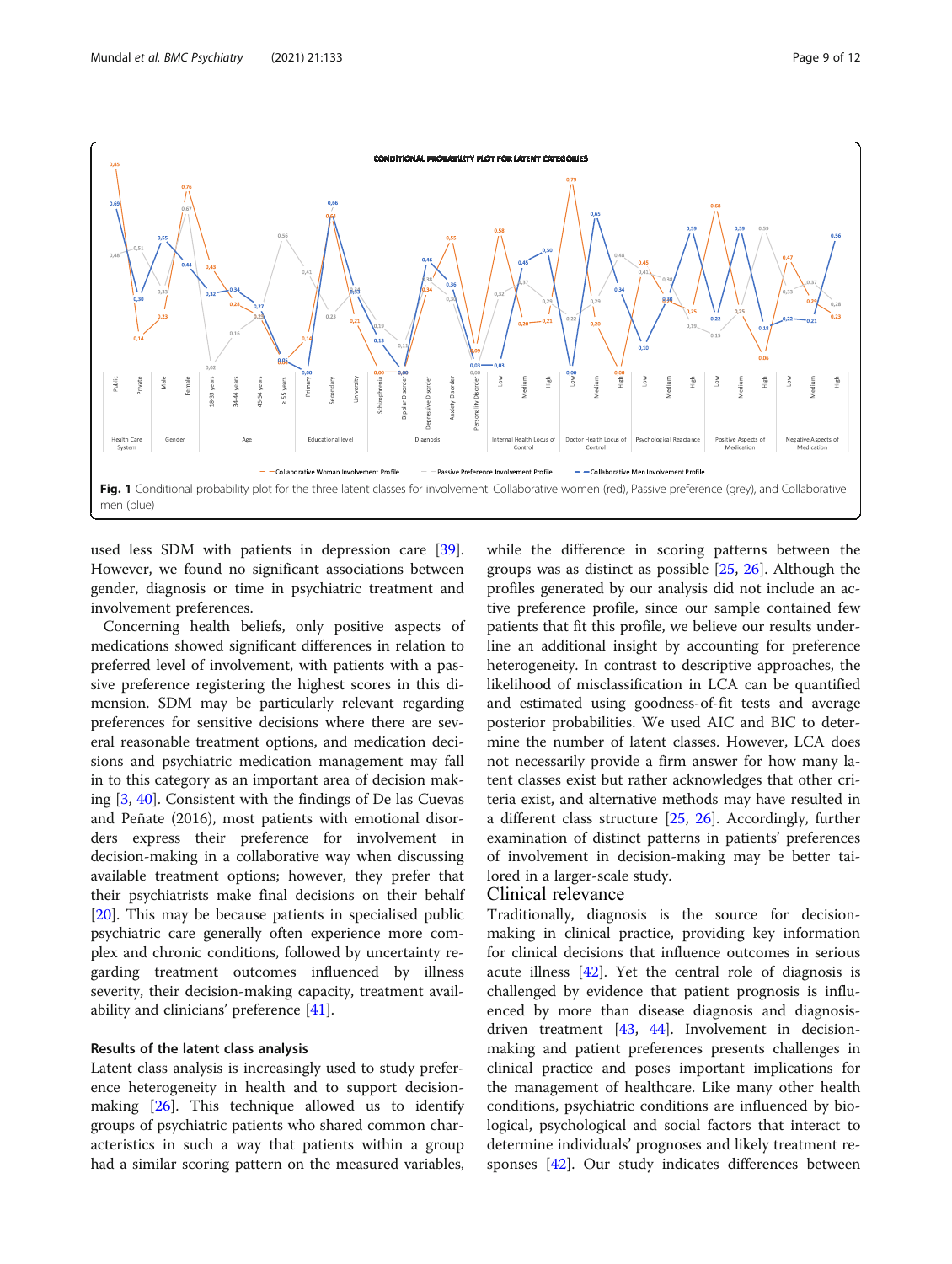**Fig. 1** Conditional probability plot for the three latent classes for involvement. Collaborative women (red), Passive preference (grey), and Collaborative men (blue)

used less SDM with patients in depression care [39]. However, we found no significant associations between gender, diagnosis or time in psychiatric treatment and involvement preferences.

Concerning health beliefs, only positive aspects of medications showed significant differences in relation to preferred level of involvement, with patients with a passive preference registering the highest scores in this dimension. SDM may be particularly relevant regarding preferences for sensitive decisions where there are several reasonable treatment options, and medication decisions and psychiatric medication management may fall in to this category as an important area of decision making [3, 40]. Consistent with the findings of De las Cuevas and Peñate (2016), most patients with emotional disorders express their preference for involvement in decision-making in a collaborative way when discussing available treatment options; however, they prefer that their psychiatrists make final decisions on their behalf [20]. This may be because patients in specialised public psychiatric care generally often experience more complex and chronic conditions, followed by uncertainty regarding treatment outcomes influenced by illness severity, their decision-making capacity, treatment availability and clinicians' preference [41].

### Results of the latent class analysis

Latent class analysis is increasingly used to study preference heterogeneity in health and to support decision-making [26]. This technique allowed us to identify groups of psychiatric patients who shared common characteristics in such a way that patients within a group had a similar scoring pattern on the measured variables, while the difference in scoring patterns between the groups was as distinct as possible [25, 26]. Although the profiles generated by our analysis did not include an active preference profile, since our sample contained few patients that fit this profile, we believe our results underline an additional insight by accounting for preference heterogeneity. In contrast to descriptive approaches, the likelihood of misclassification in LCA can be quantified and estimated using goodness-of-fit tests and average posterior probabilities. We used AIC and BIC to determine the number of latent classes. However, LCA does not necessarily provide a firm answer for how many latent classes exist but rather acknowledges that other criteria exist, and alternative methods may have resulted in a different class structure [25, 26]. Accordingly, further examination of distinct patterns in patients' preferences of involvement in decision-making may be better tailored in a larger-scale study.

## Clinical relevance

Traditionally, diagnosis is the source for decision-making in clinical practice, providing key information for clinical decisions that influence outcomes in serious acute illness [42]. Yet the central role of diagnosis is challenged by evidence that patient prognosis is influenced by more than disease diagnosis and diagnosis-driven treatment [43, 44]. Involvement in decision-making and patient preferences presents challenges in clinical practice and poses important implications for the management of healthcare. Like many other health conditions, psychiatric conditions are influenced by biological, psychological and social factors that interact to determine individuals' prognoses and likely treatment responses [42]. Our study indicates differences between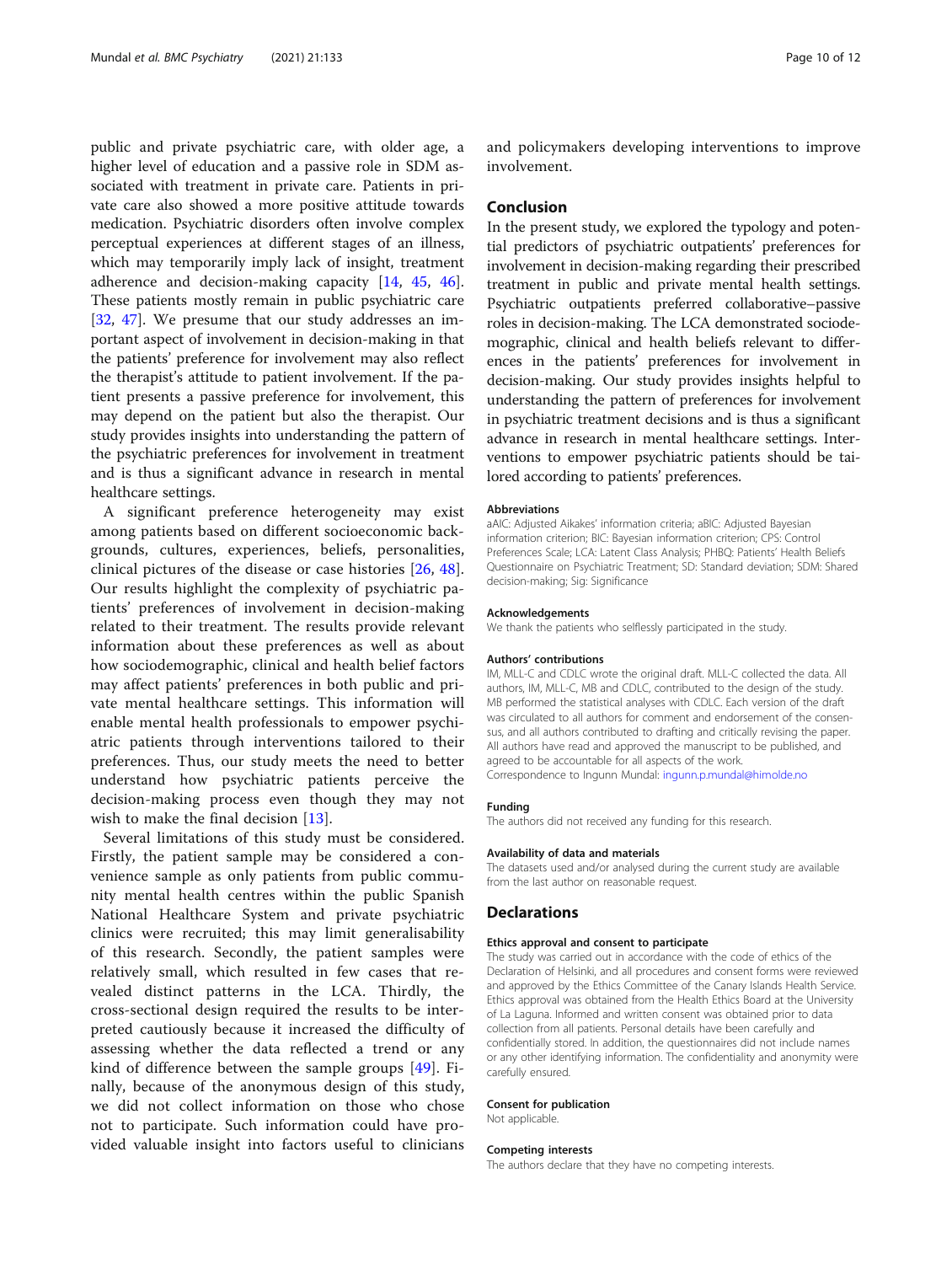public and private psychiatric care, with older age, a higher level of education and a passive role in SDM associated with treatment in private care. Patients in private care also showed a more positive attitude towards medication. Psychiatric disorders often involve complex perceptual experiences at different stages of an illness, which may temporarily imply lack of insight, treatment adherence and decision-making capacity [14, 45, 46]. These patients mostly remain in public psychiatric care [32, 47]. We presume that our study addresses an important aspect of involvement in decision-making in that the patients' preference for involvement may also reflect the therapist's attitude to patient involvement. If the patient presents a passive preference for involvement, this may depend on the patient but also the therapist. Our study provides insights into understanding the pattern of the psychiatric preferences for involvement in treatment and is thus a significant advance in research in mental healthcare settings.

A significant preference heterogeneity may exist among patients based on different socioeconomic backgrounds, cultures, experiences, beliefs, personalities, clinical pictures of the disease or case histories [26, 48]. Our results highlight the complexity of psychiatric patients' preferences of involvement in decision-making related to their treatment. The results provide relevant information about these preferences as well as about how sociodemographic, clinical and health belief factors may affect patients' preferences in both public and private mental healthcare settings. This information will enable mental health professionals to empower psychiatric patients through interventions tailored to their preferences. Thus, our study meets the need to better understand how psychiatric patients perceive the decision-making process even though they may not wish to make the final decision [13].

Several limitations of this study must be considered. Firstly, the patient sample may be considered a convenience sample as only patients from public community mental health centres within the public Spanish National Healthcare System and private psychiatric clinics were recruited; this may limit generalisability of this research. Secondly, the patient samples were relatively small, which resulted in few cases that revealed distinct patterns in the LCA. Thirdly, the cross-sectional design required the results to be interpreted cautiously because it increased the difficulty of assessing whether the data reflected a trend or any kind of difference between the sample groups [49]. Finally, because of the anonymous design of this study, we did not collect information on those who chose not to participate. Such information could have provided valuable insight into factors useful to clinicians and policymakers developing interventions to improve involvement.

## Conclusion

In the present study, we explored the typology and potential predictors of psychiatric outpatients' preferences for involvement in decision-making regarding their prescribed treatment in public and private mental health settings. Psychiatric outpatients preferred collaborative–passive roles in decision-making. The LCA demonstrated sociodemographic, clinical and health beliefs relevant to differences in the patients' preferences for involvement in decision-making. Our study provides insights helpful to understanding the pattern of preferences for involvement in psychiatric treatment decisions and is thus a significant advance in research in mental healthcare settings. Interventions to empower psychiatric patients should be tailored according to patients' preferences.

### Abbreviations

aAIC: Adjusted Aikakes' information criteria; aBIC: Adjusted Bayesian information criterion; BIC: Bayesian information criterion; CPS: Control Preferences Scale; LCA: Latent Class Analysis; PHBQ: Patients' Health Beliefs Questionnaire on Psychiatric Treatment; SD: Standard deviation; SDM: Shared decision-making; Sig: Significance

### Acknowledgements

We thank the patients who selflessly participated in the study.

### Authors' contributions

IM, MLL-C and CDLC wrote the original draft. MLL-C collected the data. All authors, IM, MLL-C, MB and CDLC, contributed to the design of the study. MB performed the statistical analyses with CDLC. Each version of the draft was circulated to all authors for comment and endorsement of the consensus, and all authors contributed to drafting and critically revising the paper. All authors have read and approved the manuscript to be published, and agreed to be accountable for all aspects of the work.
Correspondence to Ingunn Mundal: ingunn.p.mundal@himolde.no

### Funding

The authors did not received any funding for this research.

### Availability of data and materials

The datasets used and/or analysed during the current study are available from the last author on reasonable request.

## Declarations

### Ethics approval and consent to participate

The study was carried out in accordance with the code of ethics of the Declaration of Helsinki, and all procedures and consent forms were reviewed and approved by the Ethics Committee of the Canary Islands Health Service. Ethics approval was obtained from the Health Ethics Board at the University of La Laguna. Informed and written consent was obtained prior to data collection from all patients. Personal details have been carefully and confidentially stored. In addition, the questionnaires did not include names or any other identifying information. The confidentiality and anonymity were carefully ensured.

### Consent for publication

Not applicable.

### Competing interests

The authors declare that they have no competing interests.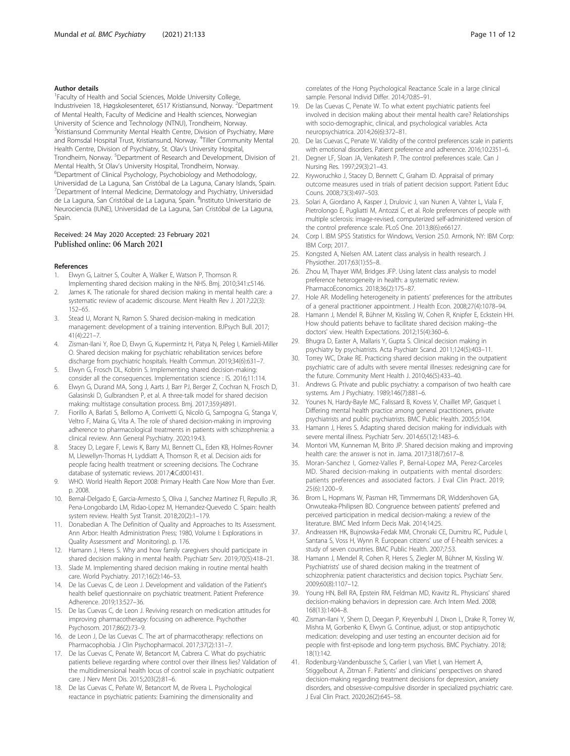#### Author details

[1]Faculty of Health and Social Sciences, Molde University College, Industriveien 18, Høgskolesenteret, 6517 Kristiansund, Norway. [2]Department of Mental Health, Faculty of Medicine and Health sciences, Norwegian University of Science and Technology (NTNU), Trondheim, Norway. [3]Kristiansund Community Mental Health Centre, Division of Psychiatry, Møre and Romsdal Hospital Trust, Kristiansund, Norway. [4]Tiller Community Mental Health Centre, Division of Psychiatry, St. Olav's University Hospital, Trondheim, Norway. [5]Department of Research and Development, Division of Mental Health, St Olav's University Hospital, Trondheim, Norway. [6]Department of Clinical Psychology, Psychobiology and Methodology, Universidad de La Laguna, San Cristóbal de La Laguna, Canary Islands, Spain. [7]Department of Internal Medicine, Dermatology and Psychiatry, Universidad de La Laguna, San Cristóbal de La Laguna, Spain. [8]Instituto Universitario de Neurociencia (IUNE), Universidad de La Laguna, San Cristóbal de La Laguna, Spain.

Received: 24 May 2020 Accepted: 23 February 2021
Published online: 06 March 2021

#### References

1. Elwyn G, Laitner S, Coulter A, Walker E, Watson P, Thomson R. Implementing shared decision making in the NHS. Bmj. 2010;341:c5146.
2. James K. The rationale for shared decision making in mental health care: a systematic review of academic discourse. Ment Health Rev J. 2017;22(3): 152–65.
3. Stead U, Morant N, Ramon S. Shared decision-making in medication management: development of a training intervention. BJPsych Bull. 2017; 41(4):221–7.
4. Zisman-Ilani Y, Roe D, Elwyn G, Kupermintz H, Patya N, Peleg I, Karnieli-Miller O. Shared decision making for psychiatric rehabilitation services before discharge from psychiatric hospitals. Health Commun. 2019;34(6):631–7.
5. Elwyn G, Frosch DL, Kobrin S. Implementing shared decision-making: consider all the consequences. Implementation science : IS. 2016;11:114.
6. Elwyn G, Durand MA, Song J, Aarts J, Barr PJ, Berger Z, Cochran N, Frosch D, Galasinski D, Gulbrandsen P, et al. A three-talk model for shared decision making: multistage consultation process. Bmj. 2017;359:j4891.
7. Fiorillo A, Barlati S, Bellomo A, Corrivetti G, Nicolò G, Sampogna G, Stanga V, Veltro F, Maina G, Vita A. The role of shared decision-making in improving adherence to pharmacological treatments in patients with schizophrenia: a clinical review. Ann General Psychiatry. 2020;19:43.
8. Stacey D, Legare F, Lewis K, Barry MJ, Bennett CL, Eden KB, Holmes-Rovner M, Llewellyn-Thomas H, Lyddiatt A, Thomson R, et al. Decision aids for people facing health treatment or screening decisions. The Cochrane database of systematic reviews. 2017;4:Cd001431.
9. WHO. World Health Report 2008: Primary Health Care Now More than Ever. p. 2008.
10. Bernal-Delgado E, Garcia-Armesto S, Oliva J, Sanchez Martinez FI, Repullo JR, Pena-Longobardo LM, Ridao-Lopez M, Hernandez-Quevedo C. Spain: health system review. Health Syst Transit. 2018;20(2):1–179.
11. Donabedian A. The Definition of Quality and Approaches to Its Assessment. Ann Arbor: Health Administration Press; 1980, Volume I: Explorations in Quality Assessment and' Monitoring). p. 176.
12. Hamann J, Heres S. Why and how family caregivers should participate in shared decision making in mental health. Psychiatr Serv. 2019;70(5):418–21.
13. Slade M. Implementing shared decision making in routine mental health care. World Psychiatry. 2017;16(2):146–53.
14. De las Cuevas C, de Leon J. Development and validation of the Patient's health belief questionnaire on psychiatric treatment. Patient Preference Adherence. 2019;13:527–36.
15. De las Cuevas C, de Leon J. Reviving research on medication attitudes for improving pharmacotherapy: focusing on adherence. Psychother Psychosom. 2017;86(2):73–9.
16. de Leon J, De las Cuevas C. The art of pharmacotherapy: reflections on Pharmacophobia. J Clin Psychopharmacol. 2017;37(2):131–7.
17. De las Cuevas C, Penate W, Betancort M, Cabrera C. What do psychiatric patients believe regarding where control over their illness lies? Validation of the multidimensional health locus of control scale in psychiatric outpatient care. J Nerv Ment Dis. 2015;203(2):81–6.
18. De las Cuevas C, Peñate W, Betancort M, de Rivera L. Psychological reactance in psychiatric patients: Examining the dimensionality and correlates of the Hong Psychological Reactance Scale in a large clinical sample. Personal Individ Differ. 2014;70:85–91.
19. De las Cuevas C, Penate W. To what extent psychiatric patients feel involved in decision making about their mental health care? Relationships with socio-demographic, clinical, and psychological variables. Acta neuropsychiatrica. 2014;26(6):372–81.
20. De las Cuevas C, Penate W. Validity of the control preferences scale in patients with emotional disorders. Patient preference and adherence. 2016;10:2351–6.
21. Degner LF, Sloan JA, Venkatesh P. The control preferences scale. Can J Nursing Res. 1997;29(3):21–43.
22. Kryworuchko J, Stacey D, Bennett C, Graham ID. Appraisal of primary outcome measures used in trials of patient decision support. Patient Educ Couns. 2008;73(3):497–503.
23. Solari A, Giordano A, Kasper J, Drulovic J, van Nunen A, Vahter L, Viala F, Pietrolongo E, Pugliatti M, Antozzi C, et al. Role preferences of people with multiple sclerosis: image-revised, computerized self-administered version of the control preference scale. PLoS One. 2013;8(6):e66127.
24. Corp I. IBM SPSS Statistics for Windows, Version 25.0. Armonk, NY: IBM Corp: IBM Corp; 2017.
25. Kongsted A, Nielsen AM. Latent class analysis in health research. J Physiother. 2017;63(1):55–8.
26. Zhou M, Thayer WM, Bridges JFP. Using latent class analysis to model preference heterogeneity in health: a systematic review. PharmacoEconomics. 2018;36(2):175–87.
27. Hole AR. Modelling heterogeneity in patients' preferences for the attributes of a general practitioner appointment. J Health Econ. 2008;27(4):1078–94.
28. Hamann J, Mendel R, Bühner M, Kissling W, Cohen R, Knipfer E, Eckstein HH. How should patients behave to facilitate shared decision making--the doctors' view. Health Expectations. 2012;15(4):360–6.
29. Bhugra D, Easter A, Mallaris Y, Gupta S. Clinical decision making in psychiatry by psychiatrists. Acta Psychiatr Scand. 2011;124(5):403–11.
30. Torrey WC, Drake RE. Practicing shared decision making in the outpatient psychiatric care of adults with severe mental illnesses: redesigning care for the future. Community Ment Health J. 2010;46(5):433–40.
31. Andrews G. Private and public psychiatry: a comparison of two health care systems. Am J Psychiatry. 1989;146(7):881–6.
32. Younes N, Hardy-Bayle MC, Falissard B, Kovess V, Chaillet MP, Gasquet I. Differing mental health practice among general practitioners, private psychiatrists and public psychiatrists. BMC Public Health. 2005;5:104.
33. Hamann J, Heres S. Adapting shared decision making for individuals with severe mental illness. Psychiatr Serv. 2014;65(12):1483–6.
34. Montori VM, Kunneman M, Brito JP. Shared decision making and improving health care: the answer is not in. Jama. 2017;318(7):617–8.
35. Moran-Sanchez I, Gomez-Valles P, Bernal-Lopez MA, Perez-Carceles MD. Shared decision-making in outpatients with mental disorders: patients preferences and associated factors. J Eval Clin Pract. 2019; 25(6):1200–9.
36. Brom L, Hopmans W, Pasman HR, Timmermans DR, Widdershoven GA, Onwuteaka-Philipsen BD. Congruence between patients' preferred and perceived participation in medical decision-making: a review of the literature. BMC Med Inform Decis Mak. 2014;14:25.
37. Andreassen HK, Bujnowska-Fedak MM, Chronaki CE, Dumitru RC, Pudule I, Santana S, Voss H, Wynn R. European citizens' use of E-health services: a study of seven countries. BMC Public Health. 2007;7:53.
38. Hamann J, Mendel R, Cohen R, Heres S, Ziegler M, Bühner M, Kissling W. Psychiatrists' use of shared decision making in the treatment of schizophrenia: patient characteristics and decision topics. Psychiatr Serv. 2009;60(8):1107–12.
39. Young HN, Bell RA, Epstein RM, Feldman MD, Kravitz RL. Physicians' shared decision-making behaviors in depression care. Arch Intern Med. 2008; 168(13):1404–8.
40. Zisman-Ilani Y, Shern D, Deegan P, Kreyenbuhl J, Dixon L, Drake R, Torrey W, Mishra M, Gorbenko K, Elwyn G. Continue, adjust, or stop antipsychotic medication: developing and user testing an encounter decision aid for people with first-episode and long-term psychosis. BMC Psychiatry. 2018; 18(1):142.
41. Rodenburg-Vandenbussche S, Carlier I, van Vliet I, van Hemert A, Stiggelbout A, Zitman F. Patients' and clinicians' perspectives on shared decision-making regarding treatment decisions for depression, anxiety disorders, and obsessive-compulsive disorder in specialized psychiatric care. J Eval Clin Pract. 2020;26(2):645–58.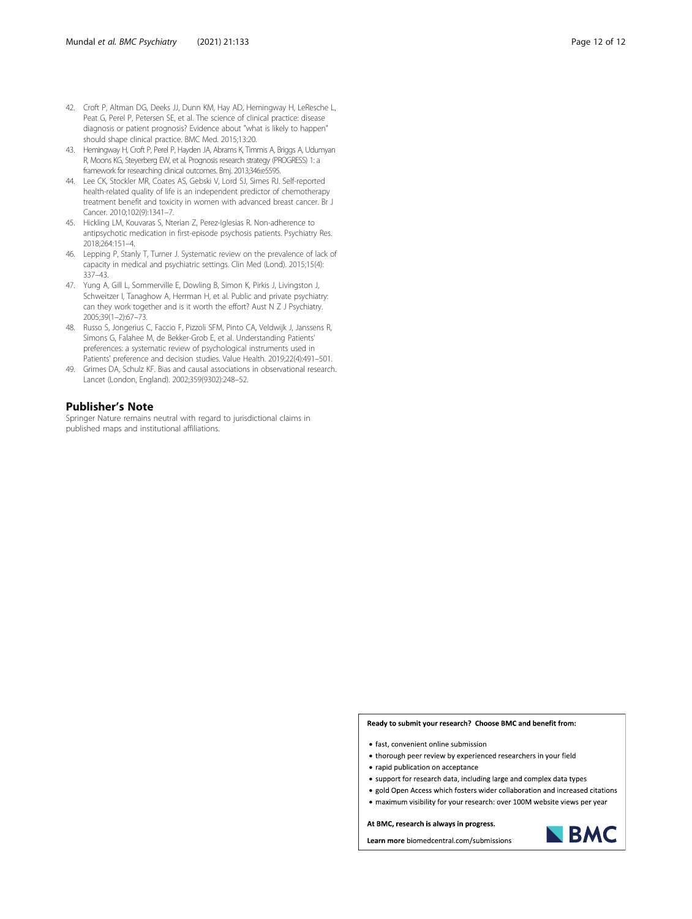42. Croft P, Altman DG, Deeks JJ, Dunn KM, Hay AD, Hemingway H, LeResche L, Peat G, Perel P, Petersen SE, et al. The science of clinical practice: disease diagnosis or patient prognosis? Evidence about "what is likely to happen" should shape clinical practice. BMC Med. 2015;13:20.
43. Hemingway H, Croft P, Perel P, Hayden JA, Abrams K, Timmis A, Briggs A, Udumyan R, Moons KG, Steyerberg EW, et al. Prognosis research strategy (PROGRESS) 1: a framework for researching clinical outcomes. Bmj. 2013;346:e5595.
44. Lee CK, Stockler MR, Coates AS, Gebski V, Lord SJ, Simes RJ. Self-reported health-related quality of life is an independent predictor of chemotherapy treatment benefit and toxicity in women with advanced breast cancer. Br J Cancer. 2010;102(9):1341–7.
45. Hickling LM, Kouvaras S, Nterian Z, Perez-Iglesias R. Non-adherence to antipsychotic medication in first-episode psychosis patients. Psychiatry Res. 2018;264:151–4.
46. Lepping P, Stanly T, Turner J. Systematic review on the prevalence of lack of capacity in medical and psychiatric settings. Clin Med (Lond). 2015;15(4): 337–43.
47. Yung A, Gill L, Sommerville E, Dowling B, Simon K, Pirkis J, Livingston J, Schweitzer I, Tanaghow A, Herrman H, et al. Public and private psychiatry: can they work together and is it worth the effort? Aust N Z J Psychiatry. 2005;39(1–2):67–73.
48. Russo S, Jongerius C, Faccio F, Pizzoli SFM, Pinto CA, Veldwijk J, Janssens R, Simons G, Falahee M, de Bekker-Grob E, et al. Understanding Patients' preferences: a systematic review of psychological instruments used in Patients' preference and decision studies. Value Health. 2019;22(4):491–501.
49. Grimes DA, Schulz KF. Bias and causal associations in observational research. Lancet (London, England). 2002;359(9302):248–52.

## Publisher's Note

Springer Nature remains neutral with regard to jurisdictional claims in published maps and institutional affiliations.

**Ready to submit your research? Choose BMC and benefit from:**

- fast, convenient online submission
- thorough peer review by experienced researchers in your field
- rapid publication on acceptance
- support for research data, including large and complex data types
- gold Open Access which fosters wider collaboration and increased citations
- maximum visibility for your research: over 100M website views per year

**At BMC, research is always in progress.**

**Learn more** biomedcentral.com/submissions

BMC